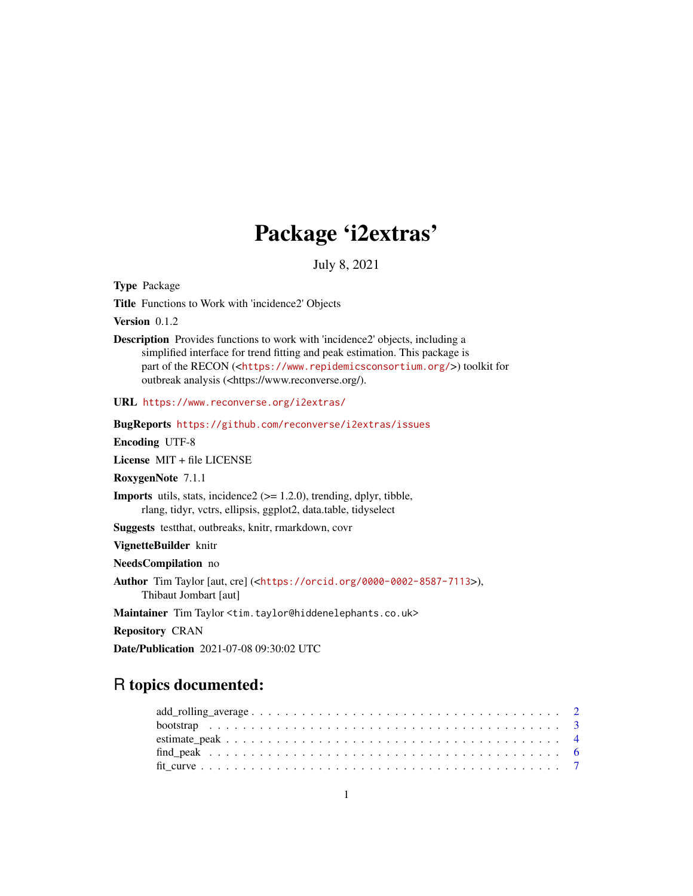# Package 'i2extras'

July 8, 2021

**Type** Package

**Title** Functions to Work with 'incidence2' Objects

**Version** 0.1.2

**Description** Provides functions to work with 'incidence2' objects, including a simplified interface for trend fitting and peak estimation. This package is part of the RECON (<https://www.repidemicsconsortium.org/>) toolkit for outbreak analysis (<https://www.reconverse.org/).

**URL** https://www.reconverse.org/i2extras/

**BugReports** https://github.com/reconverse/i2extras/issues

**Encoding** UTF-8

**License** MIT + file LICENSE

**RoxygenNote** 7.1.1

**Imports** utils, stats, incidence2 (>= 1.2.0), trending, dplyr, tibble, rlang, tidyr, vctrs, ellipsis, ggplot2, data.table, tidyselect

**Suggests** testthat, outbreaks, knitr, rmarkdown, covr

**VignetteBuilder** knitr

**NeedsCompilation** no

**Author** Tim Taylor [aut, cre] (<https://orcid.org/0000-0002-8587-7113>), Thibaut Jombart [aut]

**Maintainer** Tim Taylor <tim.taylor@hiddenelephants.co.uk>

**Repository** CRAN

**Date/Publication** 2021-07-08 09:30:02 UTC

## R topics documented:

- add_rolling_average . . . . . . . . . . . . . . . . . . . . . . . . . . . . . . . . . . . . 2
- bootstrap . . . . . . . . . . . . . . . . . . . . . . . . . . . . . . . . . . . . . . . . . . 3
- estimate_peak . . . . . . . . . . . . . . . . . . . . . . . . . . . . . . . . . . . . . . . 4
- find_peak . . . . . . . . . . . . . . . . . . . . . . . . . . . . . . . . . . . . . . . . . . 6
- fit_curve . . . . . . . . . . . . . . . . . . . . . . . . . . . . . . . . . . . . . . . . . . 7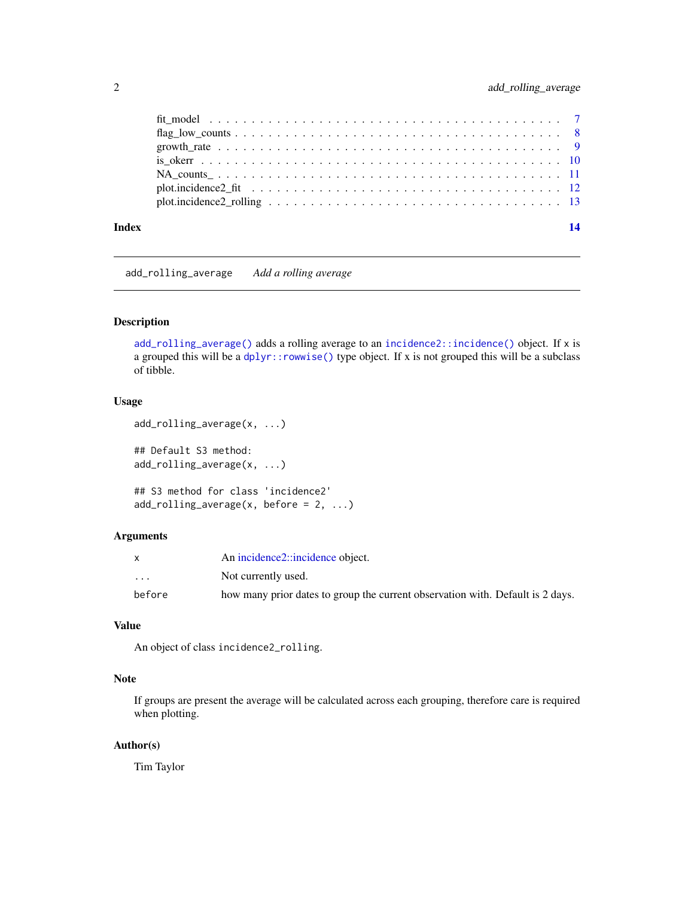fit_model . . . . . . . . . . . . . . . . . . . . . . . . . . . . . . . . . . . . . . 7
flag_low_counts . . . . . . . . . . . . . . . . . . . . . . . . . . . . . . . . . . . 8
growth_rate . . . . . . . . . . . . . . . . . . . . . . . . . . . . . . . . . . . . . 9
is_okerr . . . . . . . . . . . . . . . . . . . . . . . . . . . . . . . . . . . . . . 10
NA_counts_ . . . . . . . . . . . . . . . . . . . . . . . . . . . . . . . . . . . . . 11
plot.incidence2_fit . . . . . . . . . . . . . . . . . . . . . . . . . . . . . . . . . 12
plot.incidence2_rolling . . . . . . . . . . . . . . . . . . . . . . . . . . . . . . . 13

**Index** **14**

---

`add_rolling_average` *Add a rolling average*

---

## Description

`add_rolling_average()` adds a rolling average to an `incidence2::incidence()` object. If x is a grouped this will be a `dplyr::rowwise()` type object. If x is not grouped this will be a subclass of tibble.

## Usage

```
add_rolling_average(x, ...)

## Default S3 method:
add_rolling_average(x, ...)

## S3 method for class 'incidence2'
add_rolling_average(x, before = 2, ...)
```

## Arguments

| | |
|---|---|
| `x` | An incidence2::incidence object. |
| `...` | Not currently used. |
| `before` | how many prior dates to group the current observation with. Default is 2 days. |

## Value

An object of class `incidence2_rolling`.

## Note

If groups are present the average will be calculated across each grouping, therefore care is required when plotting.

## Author(s)

Tim Taylor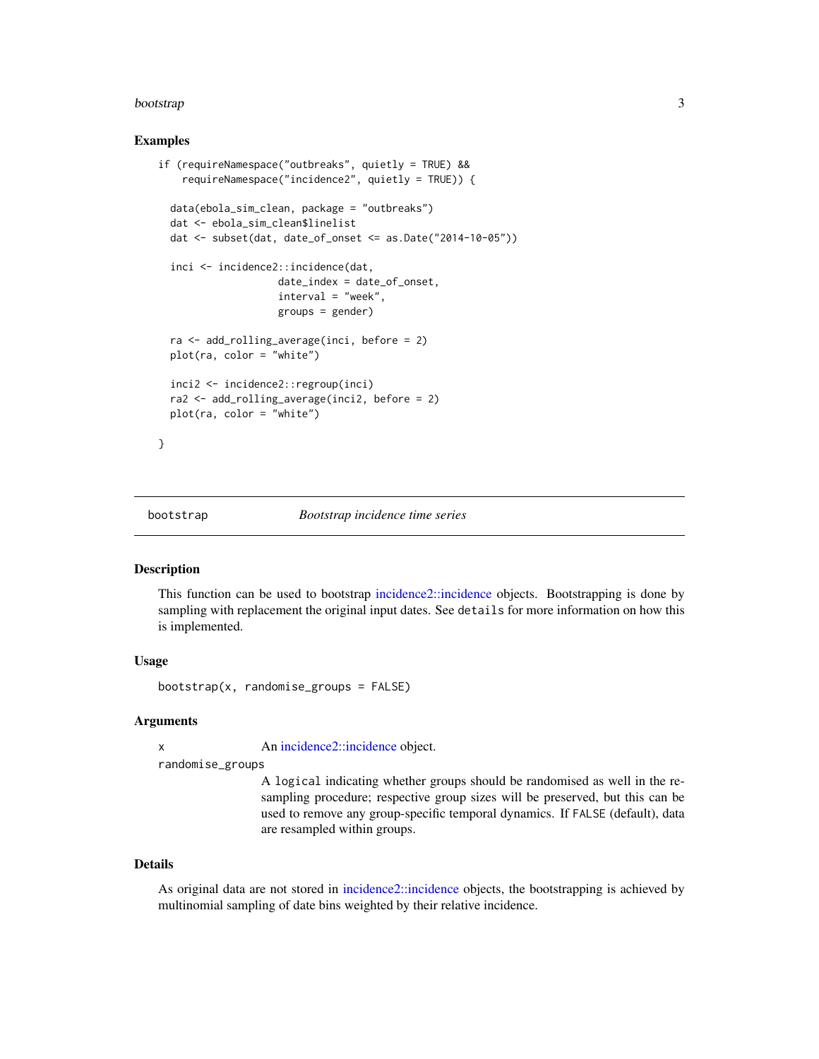## Examples

```
if (requireNamespace("outbreaks", quietly = TRUE) &&
    requireNamespace("incidence2", quietly = TRUE)) {

  data(ebola_sim_clean, package = "outbreaks")
  dat <- ebola_sim_clean$linelist
  dat <- subset(dat, date_of_onset <= as.Date("2014-10-05"))

  inci <- incidence2::incidence(dat,
                    date_index = date_of_onset,
                    interval = "week",
                    groups = gender)

  ra <- add_rolling_average(inci, before = 2)
  plot(ra, color = "white")

  inci2 <- incidence2::regroup(inci)
  ra2 <- add_rolling_average(inci2, before = 2)
  plot(ra, color = "white")

}
```

---

# bootstrap — *Bootstrap incidence time series*

## Description

This function can be used to bootstrap incidence2::incidence objects. Bootstrapping is done by sampling with replacement the original input dates. See `details` for more information on how this is implemented.

## Usage

```
bootstrap(x, randomise_groups = FALSE)
```

## Arguments

| | |
|---|---|
| `x` | An incidence2::incidence object. |
| `randomise_groups` | A `logical` indicating whether groups should be randomised as well in the resampling procedure; respective group sizes will be preserved, but this can be used to remove any group-specific temporal dynamics. If `FALSE` (default), data are resampled within groups. |

## Details

As original data are not stored in incidence2::incidence objects, the bootstrapping is achieved by multinomial sampling of date bins weighted by their relative incidence.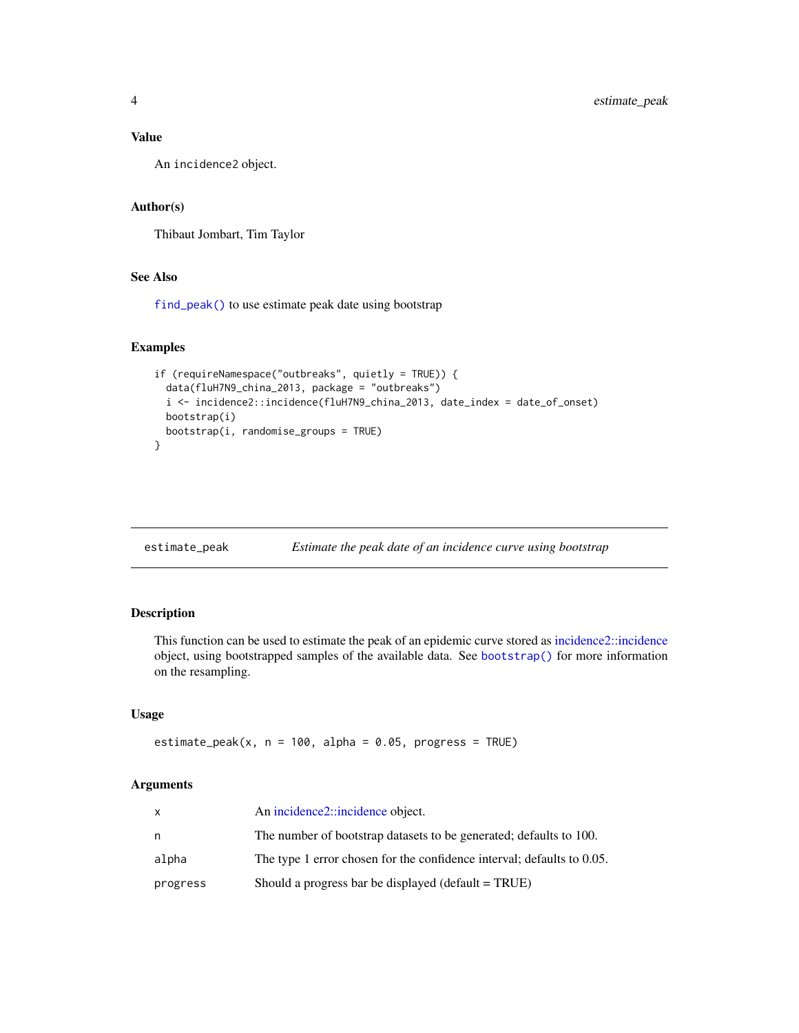### Value

An `incidence2` object.

### Author(s)

Thibaut Jombart, Tim Taylor

### See Also

`find_peak()` to use estimate peak date using bootstrap

### Examples

```
if (requireNamespace("outbreaks", quietly = TRUE)) {
  data(fluH7N9_china_2013, package = "outbreaks")
  i <- incidence2::incidence(fluH7N9_china_2013, date_index = date_of_onset)
  bootstrap(i)
  bootstrap(i, randomise_groups = TRUE)
}
```

---

## estimate_peak — *Estimate the peak date of an incidence curve using bootstrap*

### Description

This function can be used to estimate the peak of an epidemic curve stored as incidence2::incidence object, using bootstrapped samples of the available data. See `bootstrap()` for more information on the resampling.

### Usage

```
estimate_peak(x, n = 100, alpha = 0.05, progress = TRUE)
```

### Arguments

| | |
|---|---|
| `x` | An incidence2::incidence object. |
| `n` | The number of bootstrap datasets to be generated; defaults to 100. |
| `alpha` | The type 1 error chosen for the confidence interval; defaults to 0.05. |
| `progress` | Should a progress bar be displayed (default = TRUE) |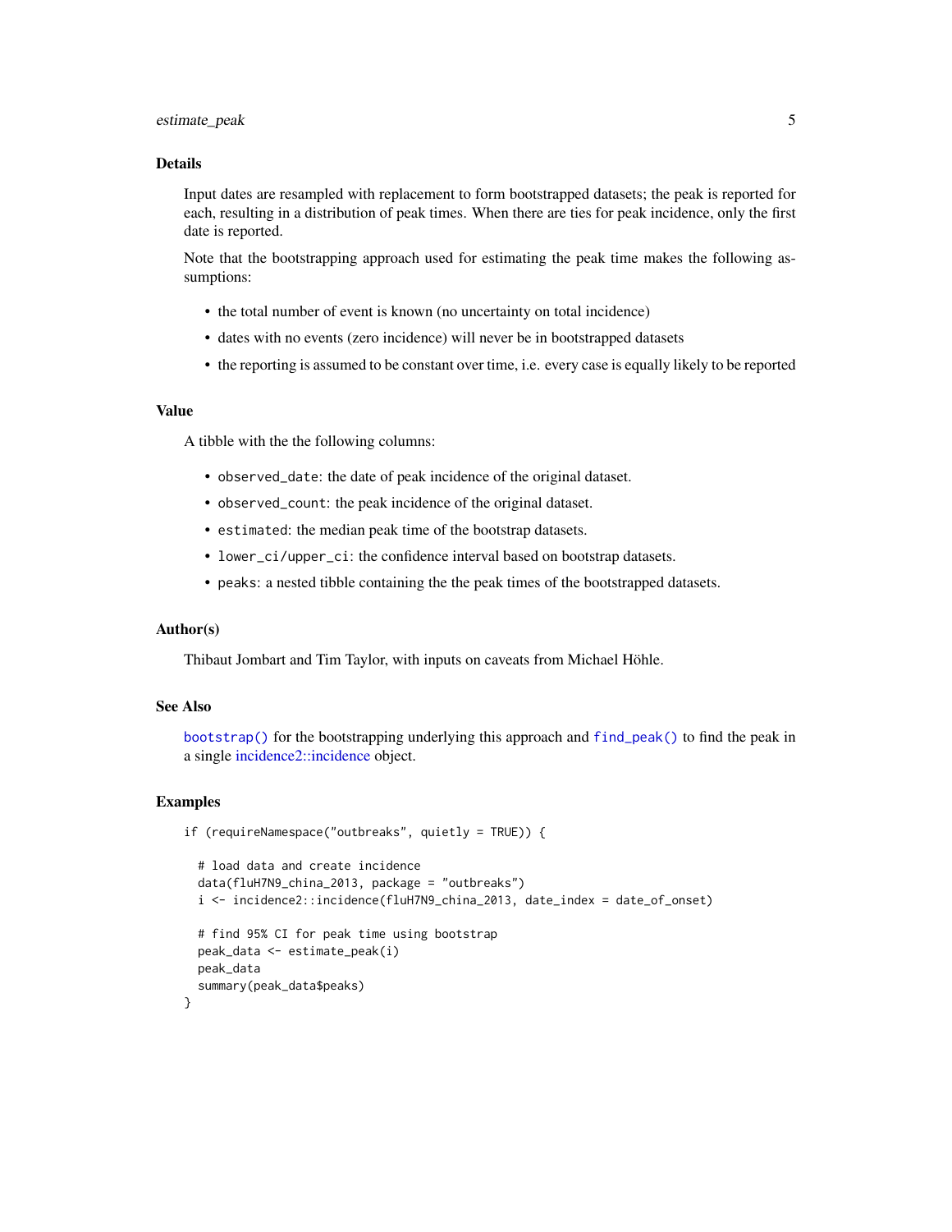### Details

Input dates are resampled with replacement to form bootstrapped datasets; the peak is reported for each, resulting in a distribution of peak times. When there are ties for peak incidence, only the first date is reported.

Note that the bootstrapping approach used for estimating the peak time makes the following assumptions:

- the total number of event is known (no uncertainty on total incidence)
- dates with no events (zero incidence) will never be in bootstrapped datasets
- the reporting is assumed to be constant over time, i.e. every case is equally likely to be reported

### Value

A tibble with the the following columns:

- `observed_date`: the date of peak incidence of the original dataset.
- `observed_count`: the peak incidence of the original dataset.
- `estimated`: the median peak time of the bootstrap datasets.
- `lower_ci/upper_ci`: the confidence interval based on bootstrap datasets.
- `peaks`: a nested tibble containing the the peak times of the bootstrapped datasets.

### Author(s)

Thibaut Jombart and Tim Taylor, with inputs on caveats from Michael Höhle.

### See Also

`bootstrap()` for the bootstrapping underlying this approach and `find_peak()` to find the peak in a single incidence2::incidence object.

### Examples

```
if (requireNamespace("outbreaks", quietly = TRUE)) {

  # load data and create incidence
  data(fluH7N9_china_2013, package = "outbreaks")
  i <- incidence2::incidence(fluH7N9_china_2013, date_index = date_of_onset)

  # find 95% CI for peak time using bootstrap
  peak_data <- estimate_peak(i)
  peak_data
  summary(peak_data$peaks)
}
```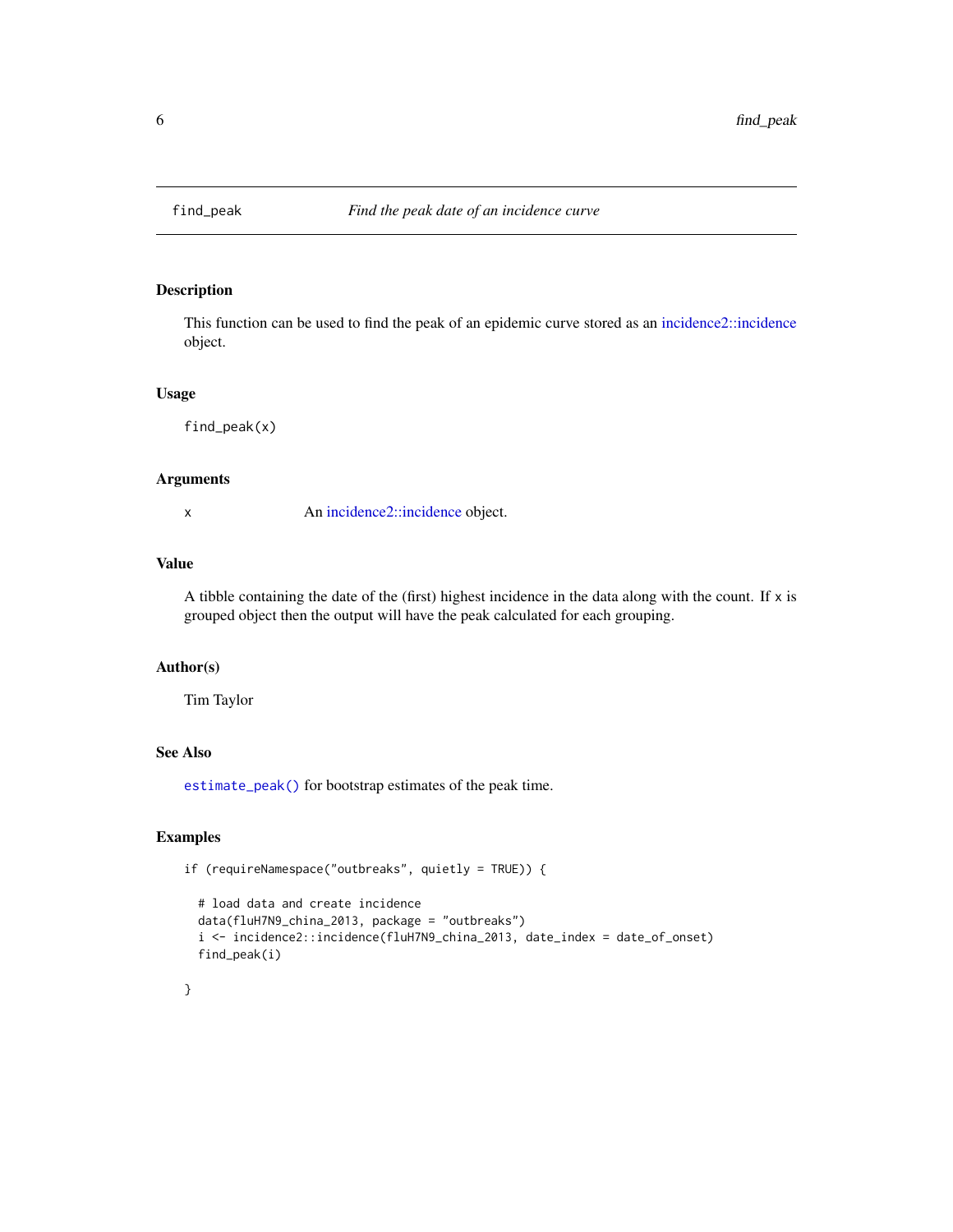# find_peak — *Find the peak date of an incidence curve*

## Description

This function can be used to find the peak of an epidemic curve stored as an incidence2::incidence object.

## Usage

```
find_peak(x)
```

## Arguments

| | |
|---|---|
| `x` | An incidence2::incidence object. |

## Value

A tibble containing the date of the (first) highest incidence in the data along with the count. If `x` is grouped object then the output will have the peak calculated for each grouping.

## Author(s)

Tim Taylor

## See Also

`estimate_peak()` for bootstrap estimates of the peak time.

## Examples

```
if (requireNamespace("outbreaks", quietly = TRUE)) {

  # load data and create incidence
  data(fluH7N9_china_2013, package = "outbreaks")
  i <- incidence2::incidence(fluH7N9_china_2013, date_index = date_of_onset)
  find_peak(i)

}
```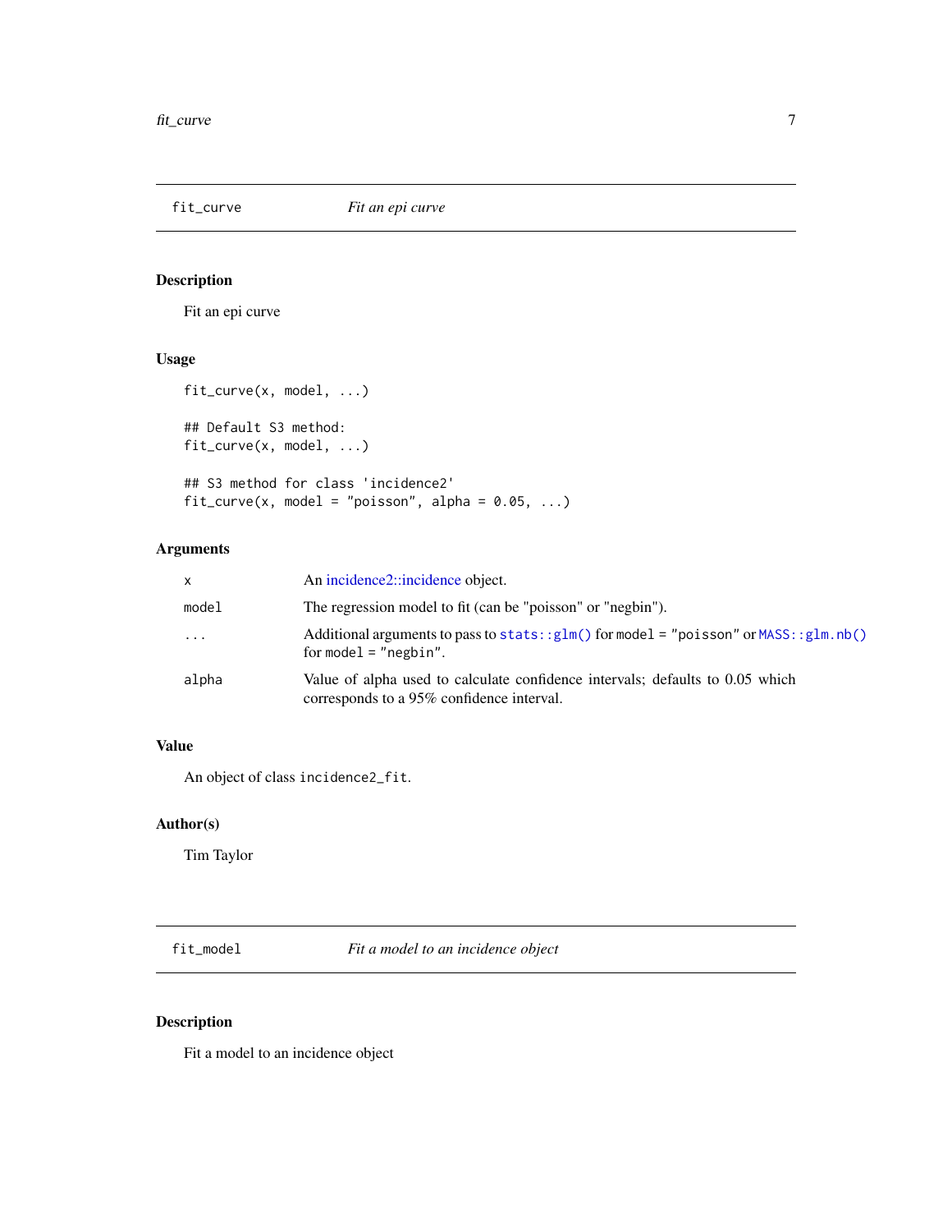## fit_curve — *Fit an epi curve*

### Description

Fit an epi curve

### Usage

```
fit_curve(x, model, ...)

## Default S3 method:
fit_curve(x, model, ...)

## S3 method for class 'incidence2'
fit_curve(x, model = "poisson", alpha = 0.05, ...)
```

### Arguments

| | |
|---|---|
| `x` | An incidence2::incidence object. |
| `model` | The regression model to fit (can be "poisson" or "negbin"). |
| `...` | Additional arguments to pass to `stats::glm()` for `model = "poisson"` or `MASS::glm.nb()` for `model = "negbin"`. |
| `alpha` | Value of alpha used to calculate confidence intervals; defaults to 0.05 which corresponds to a 95% confidence interval. |

### Value

An object of class `incidence2_fit`.

### Author(s)

Tim Taylor

## fit_model — *Fit a model to an incidence object*

### Description

Fit a model to an incidence object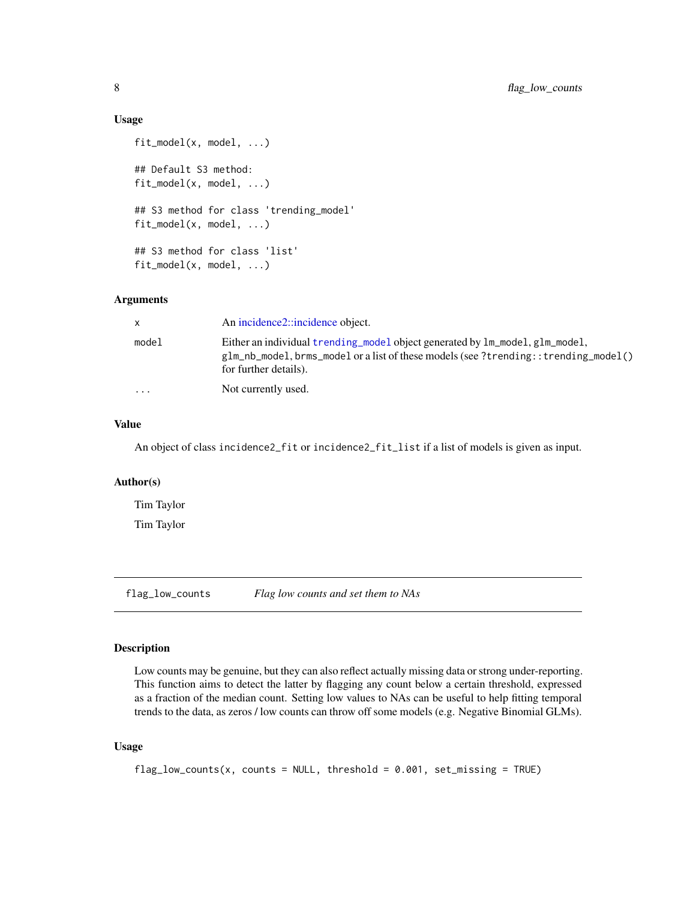### Usage

```
fit_model(x, model, ...)

## Default S3 method:
fit_model(x, model, ...)

## S3 method for class 'trending_model'
fit_model(x, model, ...)

## S3 method for class 'list'
fit_model(x, model, ...)
```

### Arguments

| | |
|---|---|
| x | An incidence2::incidence object. |
| model | Either an individual `trending_model` object generated by `lm_model`, `glm_model`, `glm_nb_model`, `brms_model` or a list of these models (see `?trending::trending_model()` for further details). |
| ... | Not currently used. |

### Value

An object of class `incidence2_fit` or `incidence2_fit_list` if a list of models is given as input.

### Author(s)

Tim Taylor

Tim Taylor

---

## flag_low_counts — *Flag low counts and set them to NAs*

### Description

Low counts may be genuine, but they can also reflect actually missing data or strong under-reporting. This function aims to detect the latter by flagging any count below a certain threshold, expressed as a fraction of the median count. Setting low values to NAs can be useful to help fitting temporal trends to the data, as zeros / low counts can throw off some models (e.g. Negative Binomial GLMs).

### Usage

```
flag_low_counts(x, counts = NULL, threshold = 0.001, set_missing = TRUE)
```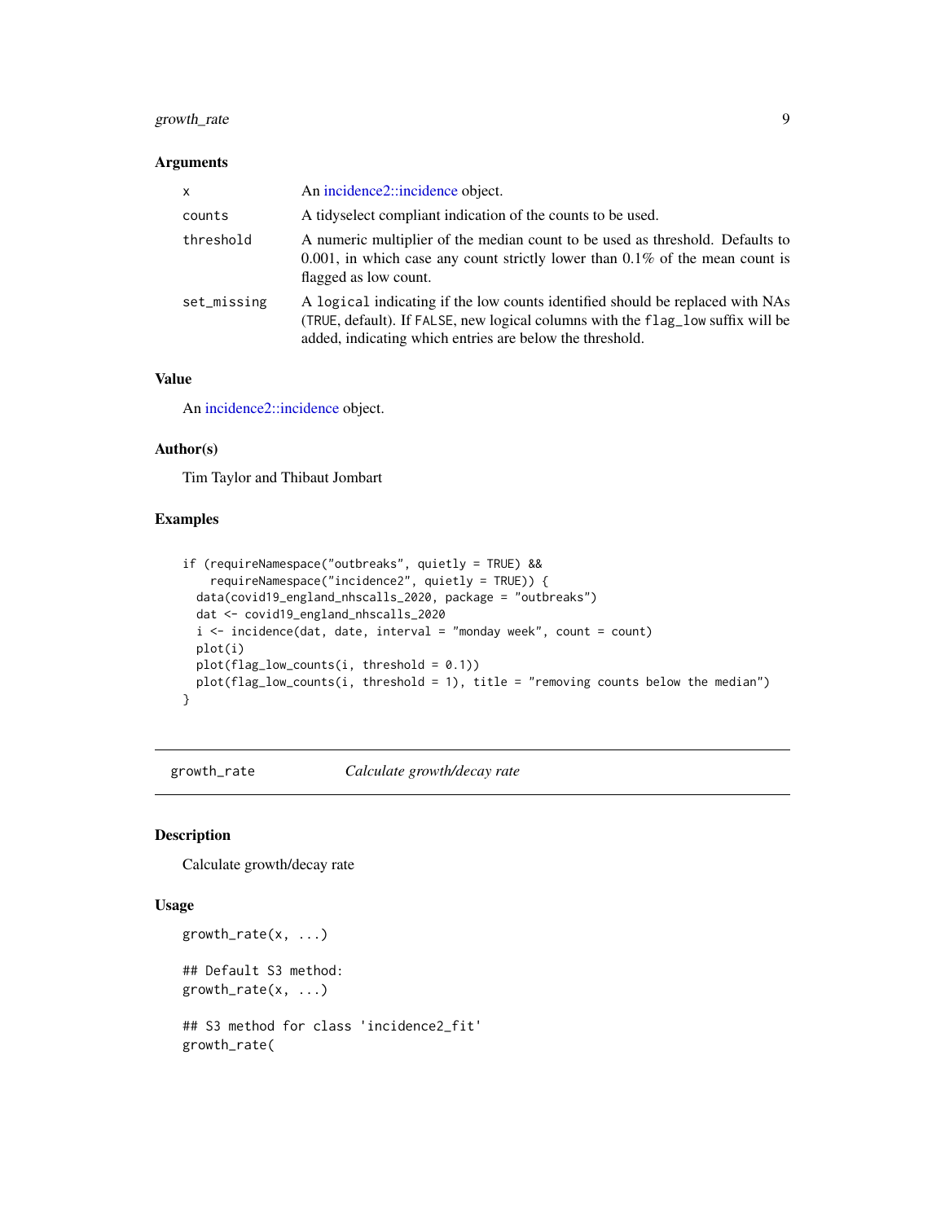### Arguments

| | |
|---|---|
| `x` | An incidence2::incidence object. |
| `counts` | A tidyselect compliant indication of the counts to be used. |
| `threshold` | A numeric multiplier of the median count to be used as threshold. Defaults to 0.001, in which case any count strictly lower than 0.1% of the mean count is flagged as low count. |
| `set_missing` | A `logical` indicating if the low counts identified should be replaced with NAs (`TRUE`, default). If `FALSE`, new logical columns with the `flag_low` suffix will be added, indicating which entries are below the threshold. |

### Value

An incidence2::incidence object.

### Author(s)

Tim Taylor and Thibaut Jombart

### Examples

```
if (requireNamespace("outbreaks", quietly = TRUE) &&
    requireNamespace("incidence2", quietly = TRUE)) {
  data(covid19_england_nhscalls_2020, package = "outbreaks")
  dat <- covid19_england_nhscalls_2020
  i <- incidence(dat, date, interval = "monday week", count = count)
  plot(i)
  plot(flag_low_counts(i, threshold = 0.1))
  plot(flag_low_counts(i, threshold = 1), title = "removing counts below the median")
}
```

---

## `growth_rate` *Calculate growth/decay rate*

### Description

Calculate growth/decay rate

### Usage

```
growth_rate(x, ...)

## Default S3 method:
growth_rate(x, ...)

## S3 method for class 'incidence2_fit'
growth_rate(
```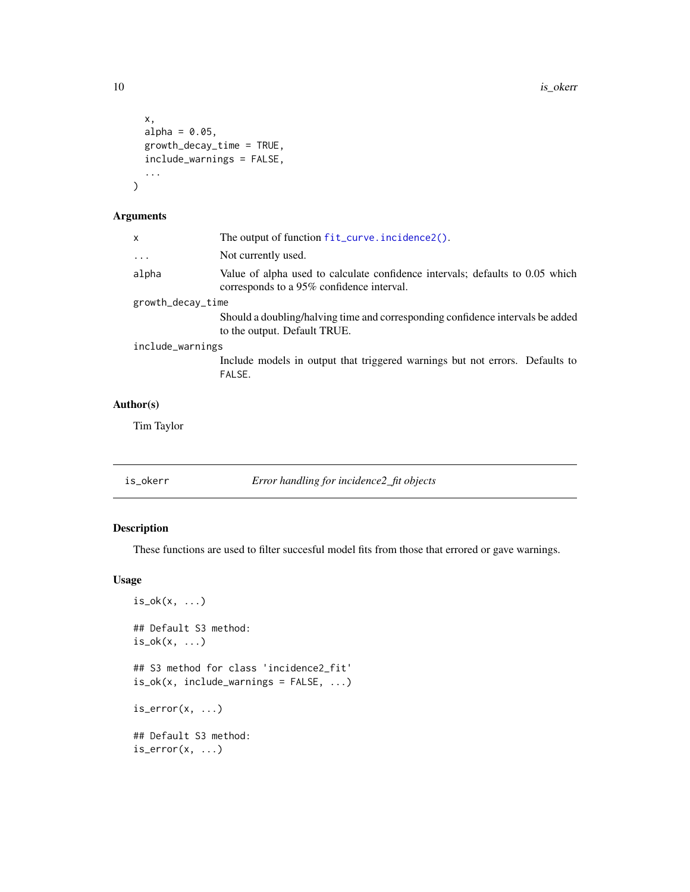```
  x,
  alpha = 0.05,
  growth_decay_time = TRUE,
  include_warnings = FALSE,
  ...
)
```

### Arguments

| | |
|---|---|
| `x` | The output of function `fit_curve.incidence2()`. |
| `...` | Not currently used. |
| `alpha` | Value of alpha used to calculate confidence intervals; defaults to 0.05 which corresponds to a 95% confidence interval. |
| `growth_decay_time` | Should a doubling/halving time and corresponding confidence intervals be added to the output. Default TRUE. |
| `include_warnings` | Include models in output that triggered warnings but not errors. Defaults to `FALSE`. |

### Author(s)

Tim Taylor

---

## is_okerr — *Error handling for incidence2_fit objects*

### Description

These functions are used to filter succesful model fits from those that errored or gave warnings.

### Usage

```
is_ok(x, ...)

## Default S3 method:
is_ok(x, ...)

## S3 method for class 'incidence2_fit'
is_ok(x, include_warnings = FALSE, ...)

is_error(x, ...)

## Default S3 method:
is_error(x, ...)
```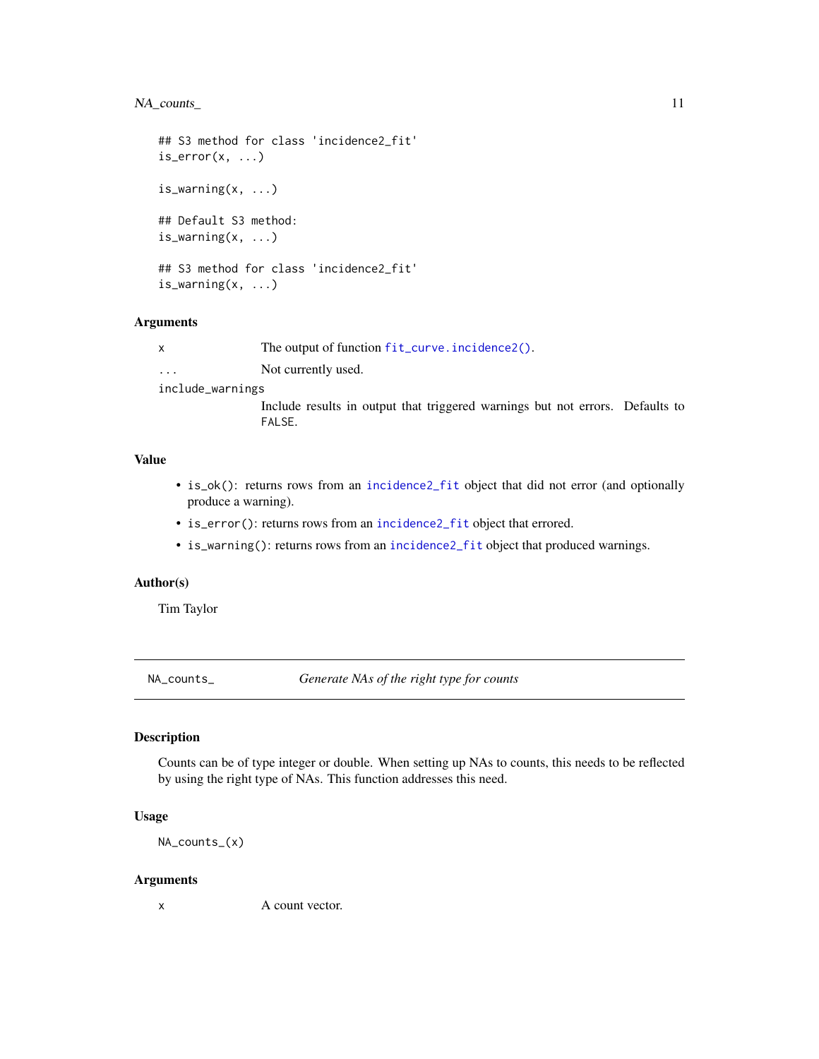```
## S3 method for class 'incidence2_fit'
is_error(x, ...)

is_warning(x, ...)

## Default S3 method:
is_warning(x, ...)

## S3 method for class 'incidence2_fit'
is_warning(x, ...)
```

### Arguments

| | |
|---|---|
| x | The output of function fit_curve.incidence2(). |
| ... | Not currently used. |
| include_warnings | Include results in output that triggered warnings but not errors. Defaults to FALSE. |

### Value

- is_ok(): returns rows from an incidence2_fit object that did not error (and optionally produce a warning).
- is_error(): returns rows from an incidence2_fit object that errored.
- is_warning(): returns rows from an incidence2_fit object that produced warnings.

### Author(s)

Tim Taylor

---

## NA_counts_ — *Generate NAs of the right type for counts*

---

### Description

Counts can be of type integer or double. When setting up NAs to counts, this needs to be reflected by using the right type of NAs. This function addresses this need.

### Usage

```
NA_counts_(x)
```

### Arguments

| | |
|---|---|
| x | A count vector. |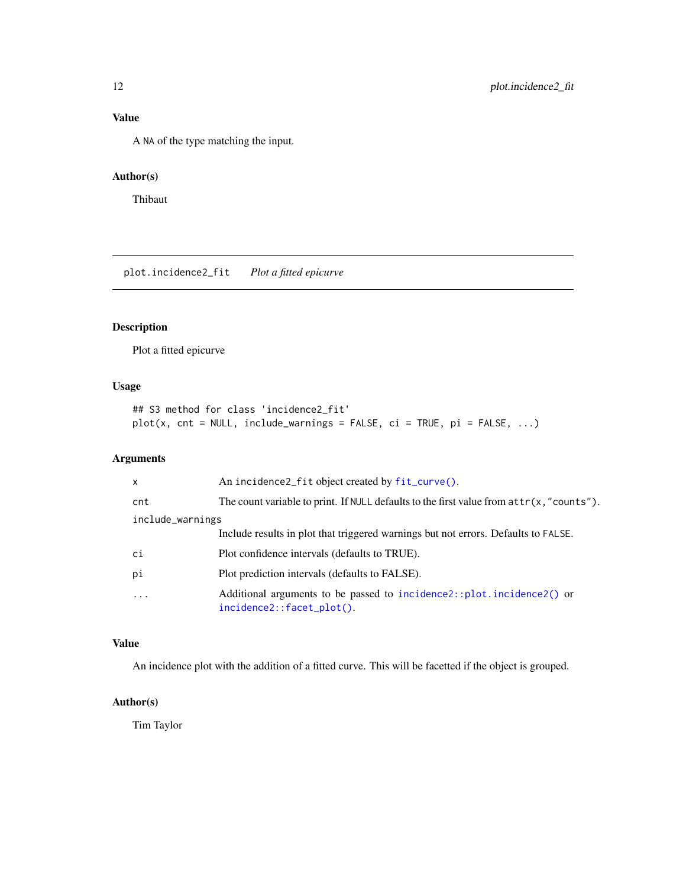### Value

A NA of the type matching the input.

### Author(s)

Thibaut

---

## plot.incidence2_fit *Plot a fitted epicurve*

### Description

Plot a fitted epicurve

### Usage

```
## S3 method for class 'incidence2_fit'
plot(x, cnt = NULL, include_warnings = FALSE, ci = TRUE, pi = FALSE, ...)
```

### Arguments

| | |
|---|---|
| x | An incidence2_fit object created by fit_curve(). |
| cnt | The count variable to print. If NULL defaults to the first value from attr(x,"counts"). |
| include_warnings | Include results in plot that triggered warnings but not errors. Defaults to FALSE. |
| ci | Plot confidence intervals (defaults to TRUE). |
| pi | Plot prediction intervals (defaults to FALSE). |
| ... | Additional arguments to be passed to incidence2::plot.incidence2() or incidence2::facet_plot(). |

### Value

An incidence plot with the addition of a fitted curve. This will be facetted if the object is grouped.

### Author(s)

Tim Taylor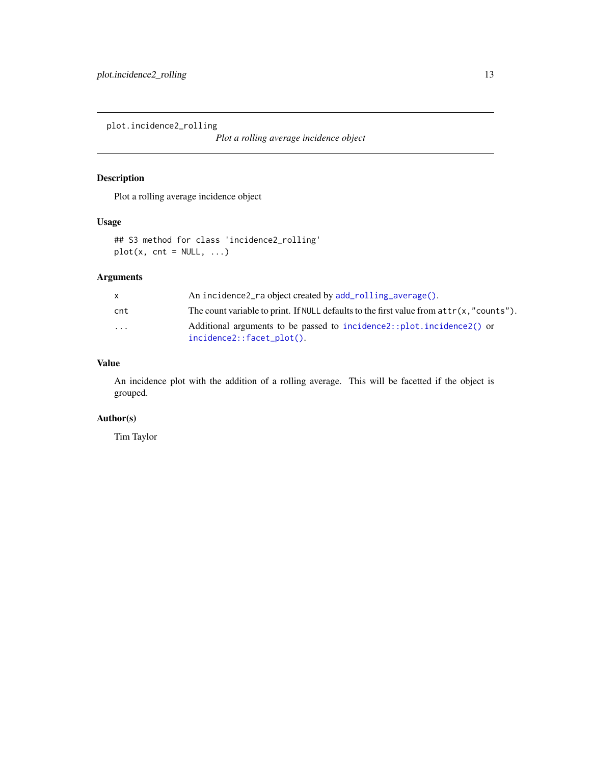plot.incidence2_rolling *Plot a rolling average incidence object*

## Description

Plot a rolling average incidence object

## Usage

```
## S3 method for class 'incidence2_rolling'
plot(x, cnt = NULL, ...)
```

## Arguments

| | |
|---|---|
| x | An `incidence2_ra` object created by `add_rolling_average()`. |
| cnt | The count variable to print. If `NULL` defaults to the first value from `attr(x, "counts")`. |
| ... | Additional arguments to be passed to `incidence2::plot.incidence2()` or `incidence2::facet_plot()`. |

## Value

An incidence plot with the addition of a rolling average. This will be facetted if the object is grouped.

## Author(s)

Tim Taylor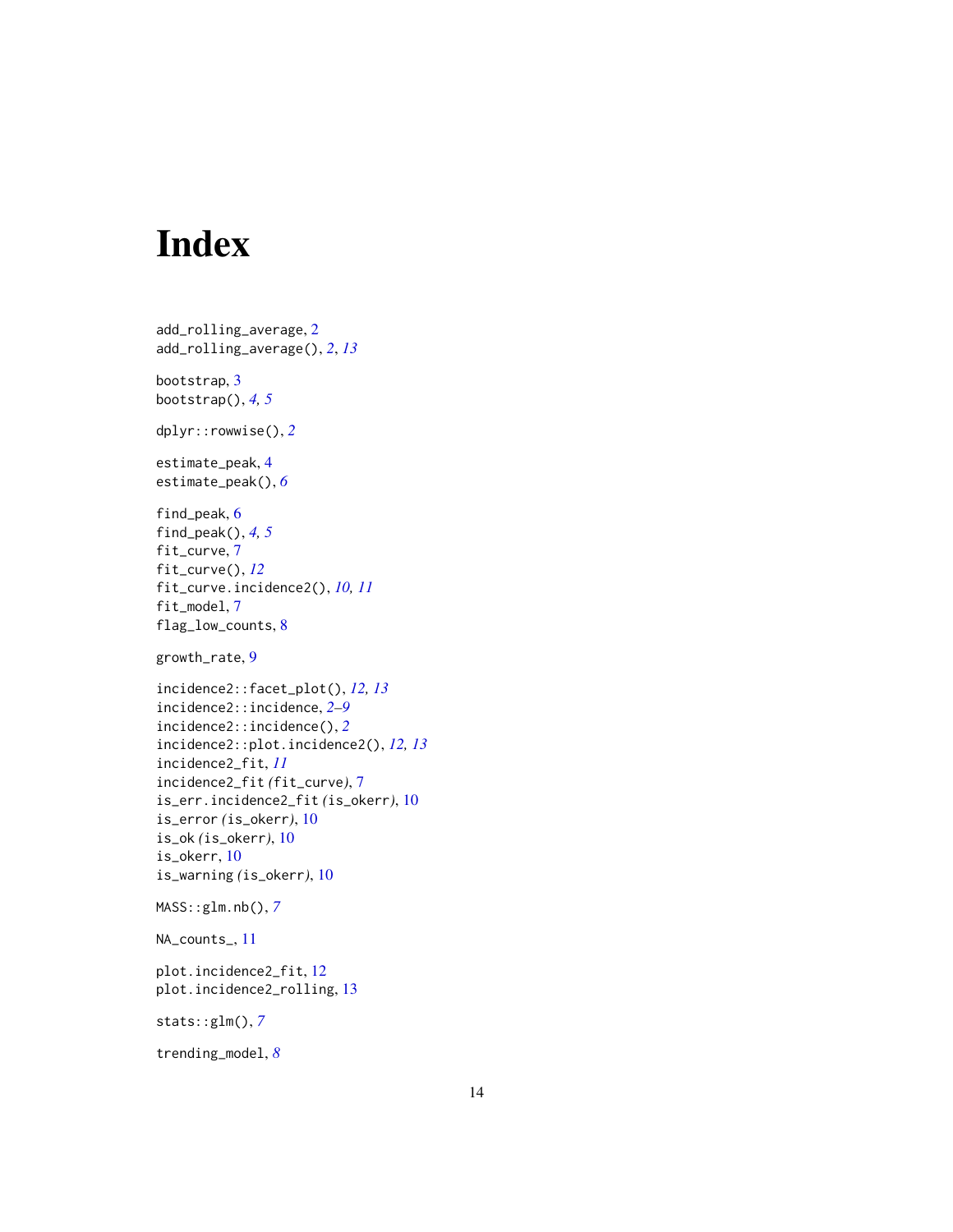# Index

add_rolling_average, 2
add_rolling_average(), *2*, *13*

bootstrap, 3
bootstrap(), *4, 5*

dplyr::rowwise(), *2*

estimate_peak, 4
estimate_peak(), *6*

find_peak, 6
find_peak(), *4, 5*
fit_curve, 7
fit_curve(), *12*
fit_curve.incidence2(), *10, 11*
fit_model, 7
flag_low_counts, 8

growth_rate, 9

incidence2::facet_plot(), *12, 13*
incidence2::incidence, *2–9*
incidence2::incidence(), *2*
incidence2::plot.incidence2(), *12, 13*
incidence2_fit, *11*
incidence2_fit *(*fit_curve*)*, 7
is_err.incidence2_fit *(*is_okerr*)*, 10
is_error *(*is_okerr*)*, 10
is_ok *(*is_okerr*)*, 10
is_okerr, 10
is_warning *(*is_okerr*)*, 10

MASS::glm.nb(), *7*

NA_counts_, 11

plot.incidence2_fit, 12
plot.incidence2_rolling, 13

stats::glm(), *7*

trending_model, *8*